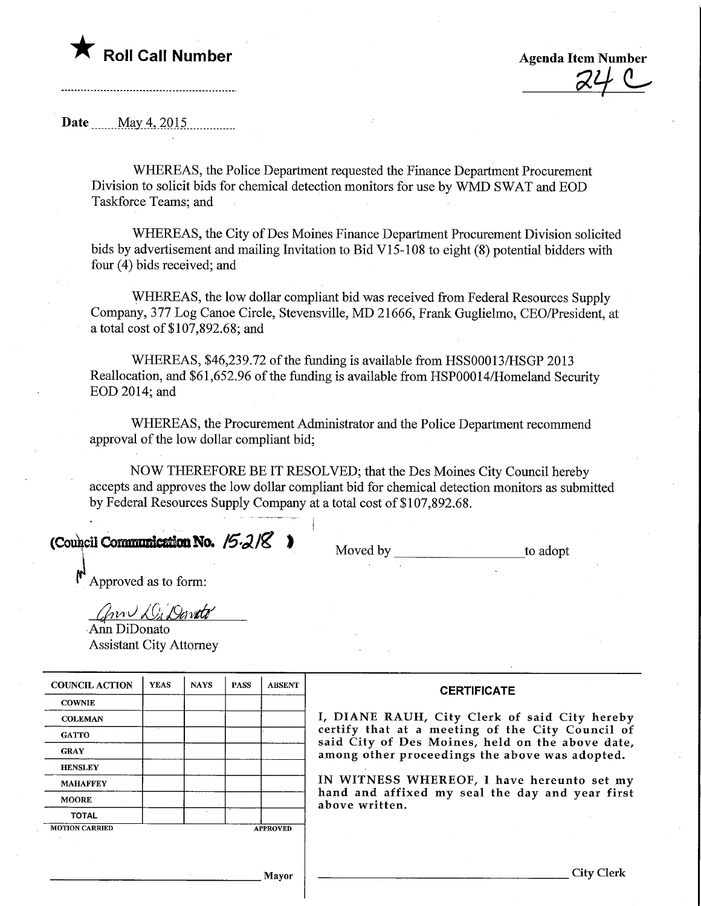★ **Roll Call Number**

..........................................................

**Agenda Item Number**

24 C

**Date** May 4, 2015

WHEREAS, the Police Department requested the Finance Department Procurement Division to solicit bids for chemical detection monitors for use by WMD SWAT and EOD Taskforce Teams; and

WHEREAS, the City of Des Moines Finance Department Procurement Division solicited bids by advertisement and mailing Invitation to Bid V15-108 to eight (8) potential bidders with four (4) bids received; and

WHEREAS, the low dollar compliant bid was received from Federal Resources Supply Company, 377 Log Canoe Circle, Stevensville, MD 21666, Frank Guglielmo, CEO/President, at a total cost of $107,892.68; and

WHEREAS, $46,239.72 of the funding is available from HSS00013/HSGP 2013 Reallocation, and $61,652.96 of the funding is available from HSP00014/Homeland Security EOD 2014; and

WHEREAS, the Procurement Administrator and the Police Department recommend approval of the low dollar compliant bid;

NOW THEREFORE BE IT RESOLVED; that the Des Moines City Council hereby accepts and approves the low dollar compliant bid for chemical detection monitors as submitted by Federal Resources Supply Company at a total cost of $107,892.68.

**(Council Communication No. 15-218 )**

Moved by ____________________ to adopt

Approved as to form:

Ann DiDonato
Ann DiDonato
Assistant City Attorney

| COUNCIL ACTION | YEAS | NAYS | PASS | ABSENT |
|---|---|---|---|---|
| COWNIE | | | | |
| COLEMAN | | | | |
| GATTO | | | | |
| GRAY | | | | |
| HENSLEY | | | | |
| MAHAFFEY | | | | |
| MOORE | | | | |
| TOTAL | | | | |

MOTION CARRIED APPROVED

____________________________ Mayor

**CERTIFICATE**

I, DIANE RAUH, City Clerk of said City hereby certify that at a meeting of the City Council of said City of Des Moines, held on the above date, among other proceedings the above was adopted.

IN WITNESS WHEREOF, I have hereunto set my hand and affixed my seal the day and year first above written.

____________________________ City Clerk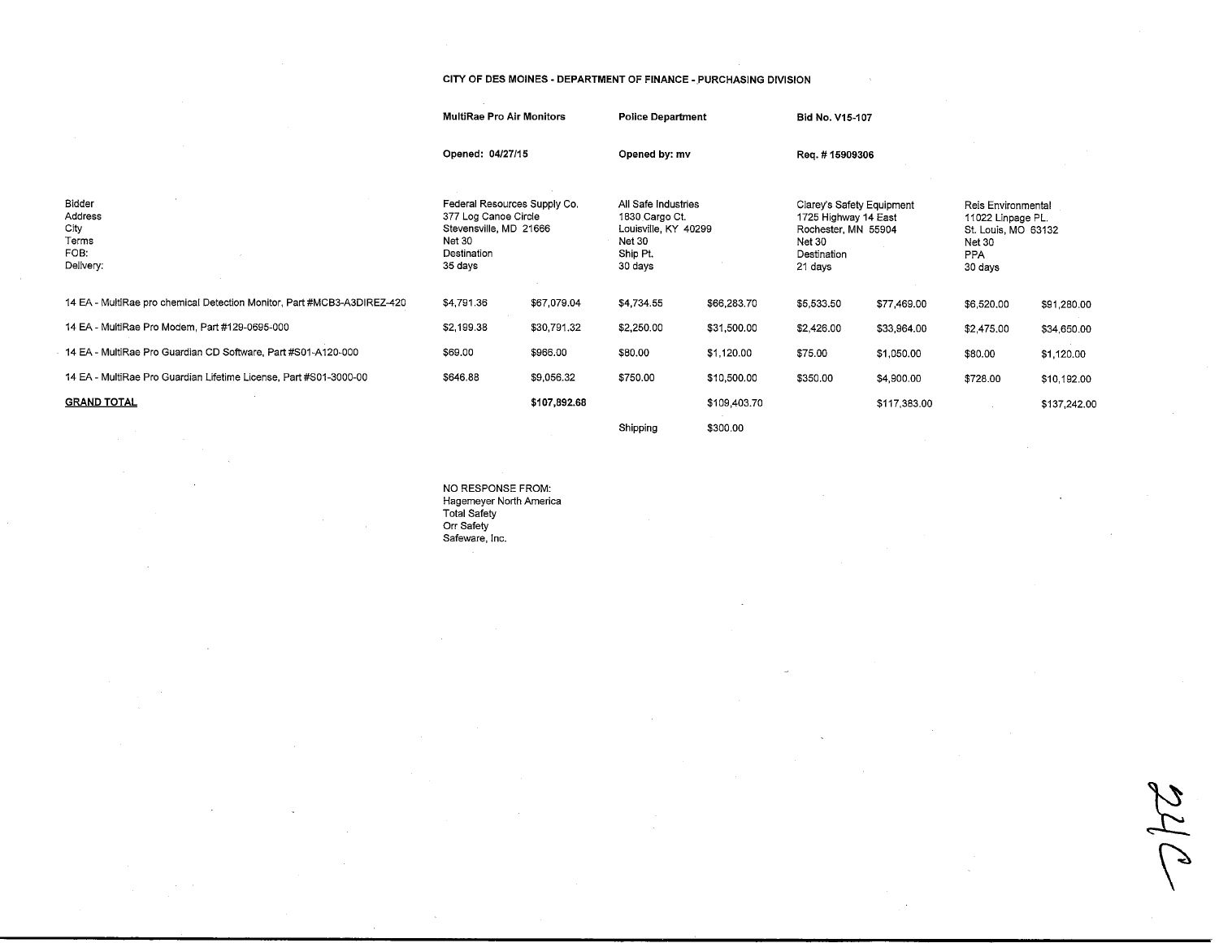# CITY OF DES MOINES - DEPARTMENT OF FINANCE - PURCHASING DIVISION

**MultiRae Pro Air Monitors** | **Police Department** | **Bid No. V15-107**

**Opened: 04/27/15** | **Opened by: mv** | **Req. # 15909306**

| Bidder | Federal Resources Supply Co. | | All Safe Industries | | Clarey's Safety Equipment | | Reis Environmental | |
|---|---|---|---|---|---|---|---|---|
| Address | 377 Log Canoe Circle | | 1830 Cargo Ct. | | 1725 Highway 14 East | | 11022 Linpage PL. | |
| City | Stevensville, MD 21666 | | Louisville, KY 40299 | | Rochester, MN 55904 | | St. Louis, MO 63132 | |
| Terms | Net 30 | | Net 30 | | Net 30 | | Net 30 | |
| FOB: | Destination | | Ship Pt. | | Destination | | PPA | |
| Delivery: | 35 days | | 30 days | | 21 days | | 30 days | |
| 14 EA - MultiRae pro chemical Detection Monitor, Part #MCB3-A3DIREZ-420 | $4,791.36 | $67,079.04 | $4,734.55 | $66,283.70 | $5,533.50 | $77,469.00 | $6,520.00 | $91,280.00 |
| 14 EA - MultiRae Pro Modem, Part #129-0695-000 | $2,199.38 | $30,791.32 | $2,250.00 | $31,500.00 | $2,426.00 | $33,964.00 | $2,475.00 | $34,650.00 |
| 14 EA - MultiRae Pro Guardian CD Software, Part #S01-A120-000 | $69.00 | $966.00 | $80.00 | $1,120.00 | $75.00 | $1,050.00 | $80.00 | $1,120.00 |
| 14 EA - MultiRae Pro Guardian Lifetime License, Part #S01-3000-00 | $646.88 | $9,056.32 | $750.00 | $10,500.00 | $350.00 | $4,900.00 | $728.00 | $10,192.00 |
| **GRAND TOTAL** | | $107,892.68 | | $109,403.70 | | $117,383.00 | | $137,242.00 |
| | | | Shipping | $300.00 | | | | |

NO RESPONSE FROM:
Hagemeyer North America
Total Safety
Orr Safety
Safeware, Inc.

24C